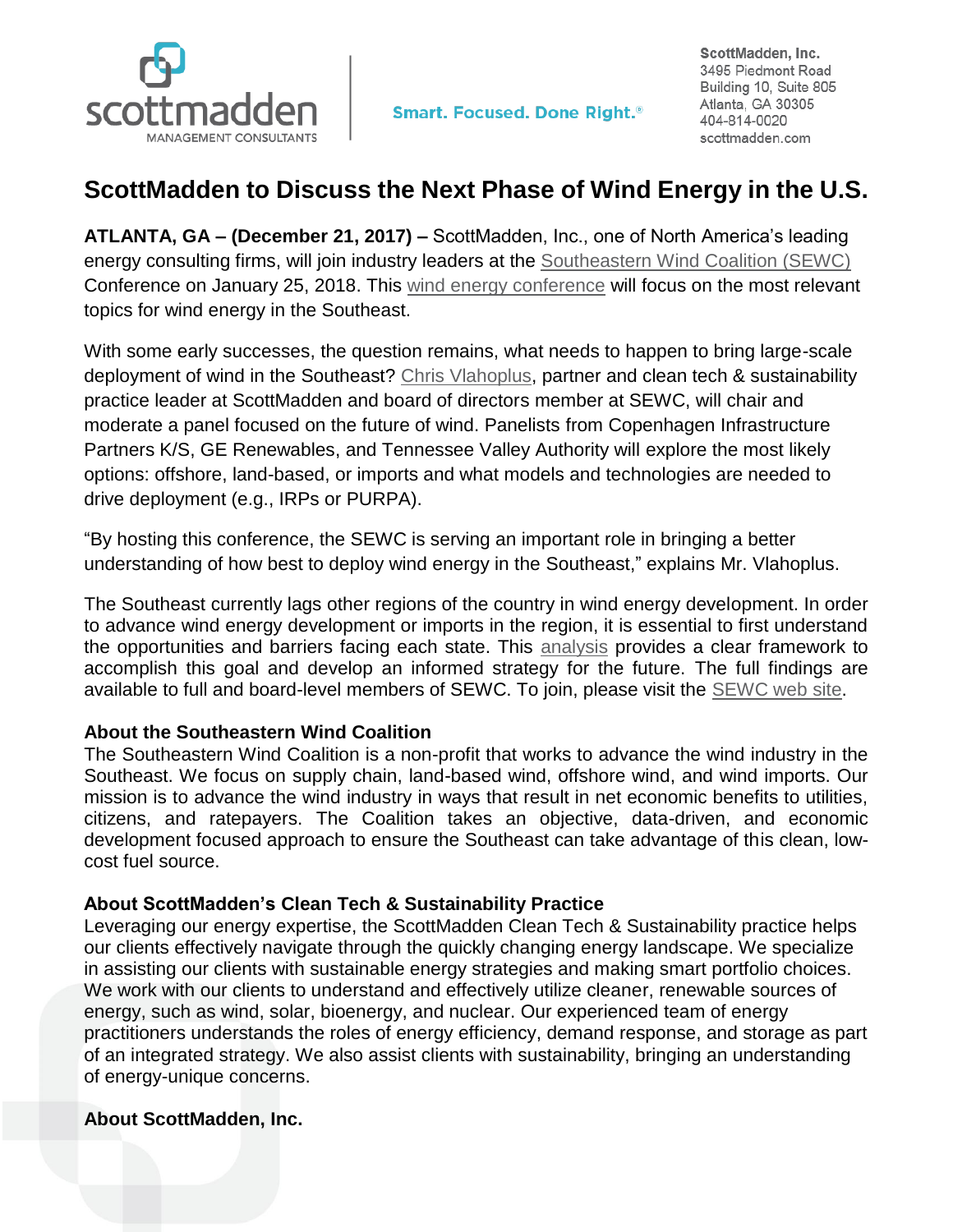scottmadden MANAGEMENT CONSULTANTS

Smart. Focused. Done Right.®

ScottMadden, Inc.
3495 Piedmont Road
Building 10, Suite 805
Atlanta, GA 30305
404-814-0020
scottmadden.com

# ScottMadden to Discuss the Next Phase of Wind Energy in the U.S.

**ATLANTA, GA – (December 21, 2017) –** ScottMadden, Inc., one of North America's leading energy consulting firms, will join industry leaders at the Southeastern Wind Coalition (SEWC) Conference on January 25, 2018. This wind energy conference will focus on the most relevant topics for wind energy in the Southeast.

With some early successes, the question remains, what needs to happen to bring large-scale deployment of wind in the Southeast? Chris Vlahoplus, partner and clean tech & sustainability practice leader at ScottMadden and board of directors member at SEWC, will chair and moderate a panel focused on the future of wind. Panelists from Copenhagen Infrastructure Partners K/S, GE Renewables, and Tennessee Valley Authority will explore the most likely options: offshore, land-based, or imports and what models and technologies are needed to drive deployment (e.g., IRPs or PURPA).

"By hosting this conference, the SEWC is serving an important role in bringing a better understanding of how best to deploy wind energy in the Southeast," explains Mr. Vlahoplus.

The Southeast currently lags other regions of the country in wind energy development. In order to advance wind energy development or imports in the region, it is essential to first understand the opportunities and barriers facing each state. This analysis provides a clear framework to accomplish this goal and develop an informed strategy for the future. The full findings are available to full and board-level members of SEWC. To join, please visit the SEWC web site.

**About the Southeastern Wind Coalition**
The Southeastern Wind Coalition is a non-profit that works to advance the wind industry in the Southeast. We focus on supply chain, land-based wind, offshore wind, and wind imports. Our mission is to advance the wind industry in ways that result in net economic benefits to utilities, citizens, and ratepayers. The Coalition takes an objective, data-driven, and economic development focused approach to ensure the Southeast can take advantage of this clean, low-cost fuel source.

**About ScottMadden's Clean Tech & Sustainability Practice**
Leveraging our energy expertise, the ScottMadden Clean Tech & Sustainability practice helps our clients effectively navigate through the quickly changing energy landscape. We specialize in assisting our clients with sustainable energy strategies and making smart portfolio choices. We work with our clients to understand and effectively utilize cleaner, renewable sources of energy, such as wind, solar, bioenergy, and nuclear. Our experienced team of energy practitioners understands the roles of energy efficiency, demand response, and storage as part of an integrated strategy. We also assist clients with sustainability, bringing an understanding of energy-unique concerns.

**About ScottMadden, Inc.**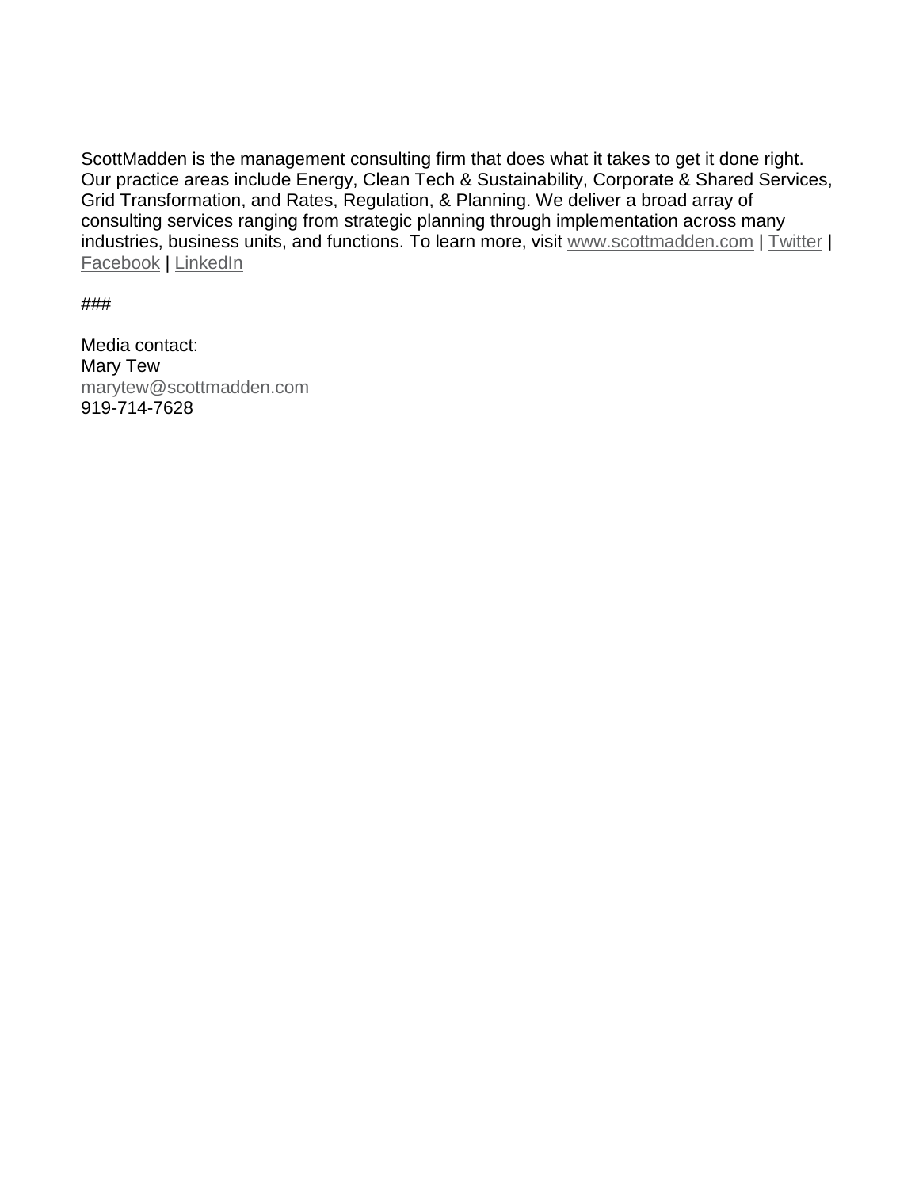ScottMadden is the management consulting firm that does what it takes to get it done right. Our practice areas include Energy, Clean Tech & Sustainability, Corporate & Shared Services, Grid Transformation, and Rates, Regulation, & Planning. We deliver a broad array of consulting services ranging from strategic planning through implementation across many industries, business units, and functions. To learn more, visit www.scottmadden.com | Twitter | Facebook | LinkedIn

###

Media contact:
Mary Tew
marytew@scottmadden.com
919-714-7628